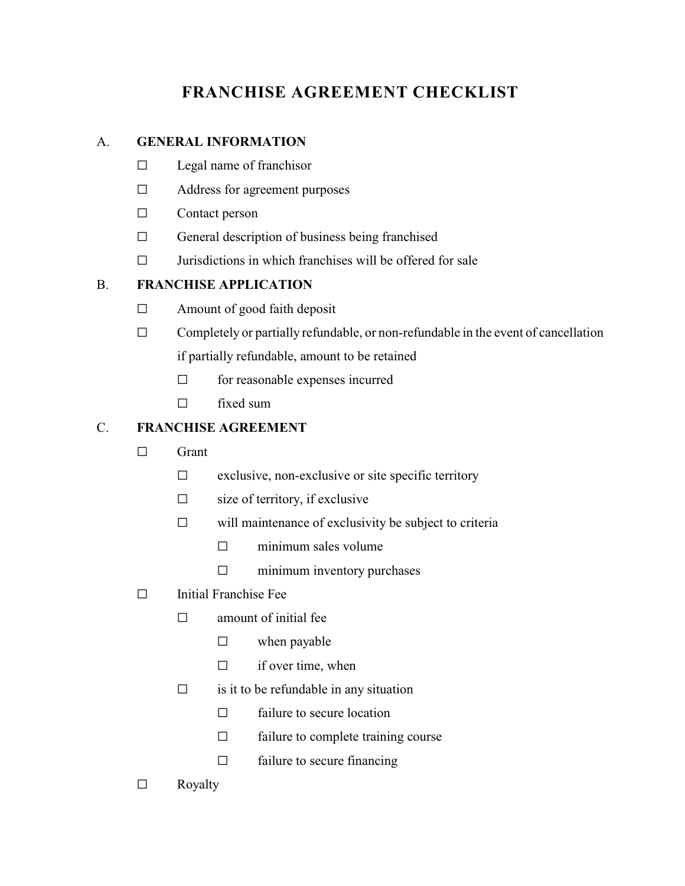# FRANCHISE AGREEMENT CHECKLIST

## A. GENERAL INFORMATION

- ☐ Legal name of franchisor
- ☐ Address for agreement purposes
- ☐ Contact person
- ☐ General description of business being franchised
- ☐ Jurisdictions in which franchises will be offered for sale

## B. FRANCHISE APPLICATION

- ☐ Amount of good faith deposit
- ☐ Completely or partially refundable, or non-refundable in the event of cancellation if partially refundable, amount to be retained
  - ☐ for reasonable expenses incurred
  - ☐ fixed sum

## C. FRANCHISE AGREEMENT

- ☐ Grant
  - ☐ exclusive, non-exclusive or site specific territory
  - ☐ size of territory, if exclusive
  - ☐ will maintenance of exclusivity be subject to criteria
    - ☐ minimum sales volume
    - ☐ minimum inventory purchases
- ☐ Initial Franchise Fee
  - ☐ amount of initial fee
    - ☐ when payable
    - ☐ if over time, when
  - ☐ is it to be refundable in any situation
    - ☐ failure to secure location
    - ☐ failure to complete training course
    - ☐ failure to secure financing
- ☐ Royalty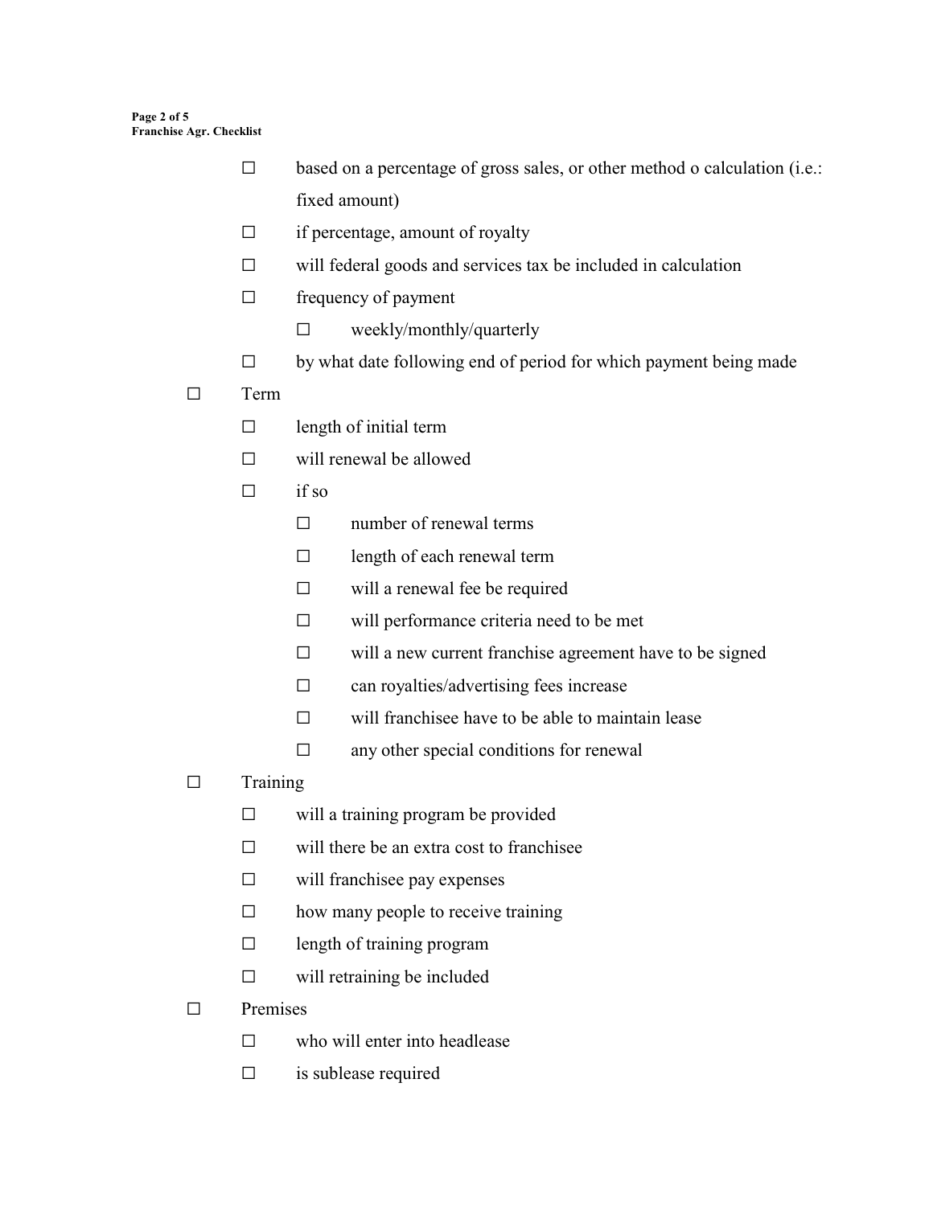- ☐ based on a percentage of gross sales, or other method o calculation (i.e.: fixed amount)
  - ☐ if percentage, amount of royalty
  - ☐ will federal goods and services tax be included in calculation
  - ☐ frequency of payment
    - ☐ weekly/monthly/quarterly
  - ☐ by what date following end of period for which payment being made
- ☐ Term
  - ☐ length of initial term
  - ☐ will renewal be allowed
  - ☐ if so
    - ☐ number of renewal terms
    - ☐ length of each renewal term
    - ☐ will a renewal fee be required
    - ☐ will performance criteria need to be met
    - ☐ will a new current franchise agreement have to be signed
    - ☐ can royalties/advertising fees increase
    - ☐ will franchisee have to be able to maintain lease
    - ☐ any other special conditions for renewal
- ☐ Training
  - ☐ will a training program be provided
  - ☐ will there be an extra cost to franchisee
  - ☐ will franchisee pay expenses
  - ☐ how many people to receive training
  - ☐ length of training program
  - ☐ will retraining be included
- ☐ Premises
  - ☐ who will enter into headlease
  - ☐ is sublease required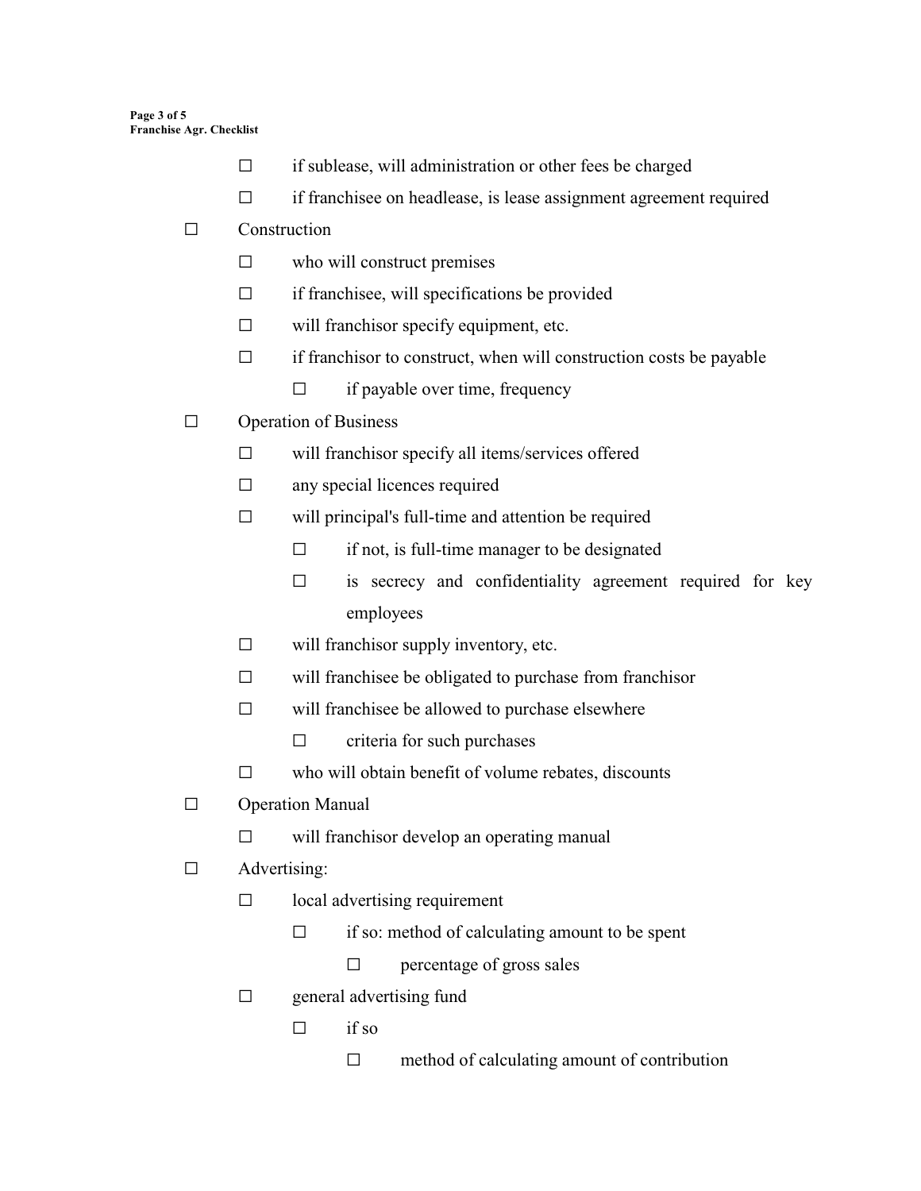- ☐ if sublease, will administration or other fees be charged
- ☐ if franchisee on headlease, is lease assignment agreement required

- ☐ Construction
  - ☐ who will construct premises
  - ☐ if franchisee, will specifications be provided
  - ☐ will franchisor specify equipment, etc.
  - ☐ if franchisor to construct, when will construction costs be payable
    - ☐ if payable over time, frequency
- ☐ Operation of Business
  - ☐ will franchisor specify all items/services offered
  - ☐ any special licences required
  - ☐ will principal's full-time and attention be required
    - ☐ if not, is full-time manager to be designated
    - ☐ is secrecy and confidentiality agreement required for key employees
  - ☐ will franchisor supply inventory, etc.
  - ☐ will franchisee be obligated to purchase from franchisor
  - ☐ will franchisee be allowed to purchase elsewhere
    - ☐ criteria for such purchases
  - ☐ who will obtain benefit of volume rebates, discounts
- ☐ Operation Manual
  - ☐ will franchisor develop an operating manual
- ☐ Advertising:
  - ☐ local advertising requirement
    - ☐ if so: method of calculating amount to be spent
      - ☐ percentage of gross sales
  - ☐ general advertising fund
    - ☐ if so
      - ☐ method of calculating amount of contribution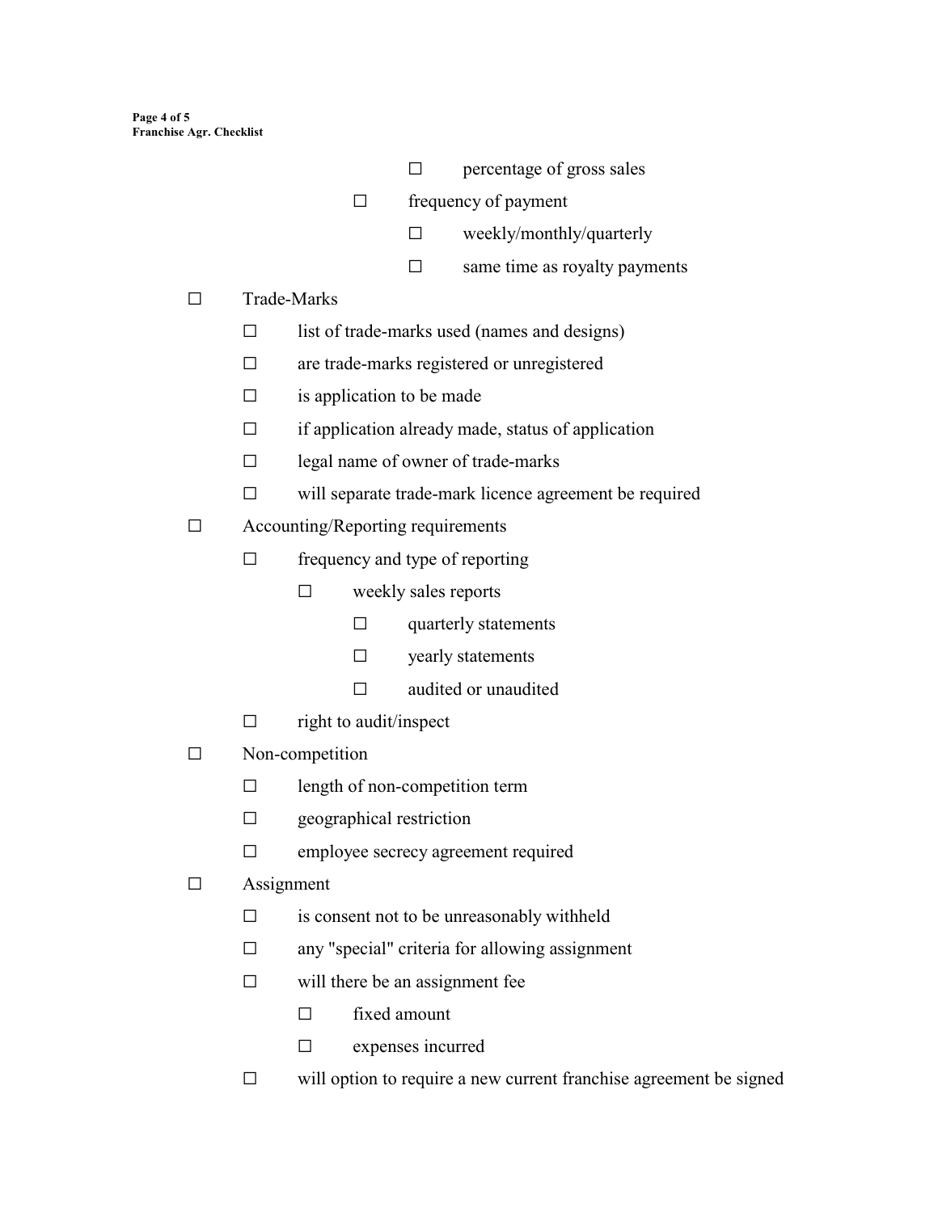- ☐ percentage of gross sales
    - ☐ frequency of payment
        - ☐ weekly/monthly/quarterly
        - ☐ same time as royalty payments

- ☐ Trade-Marks
    - ☐ list of trade-marks used (names and designs)
    - ☐ are trade-marks registered or unregistered
    - ☐ is application to be made
    - ☐ if application already made, status of application
    - ☐ legal name of owner of trade-marks
    - ☐ will separate trade-mark licence agreement be required

- ☐ Accounting/Reporting requirements
    - ☐ frequency and type of reporting
        - ☐ weekly sales reports
            - ☐ quarterly statements
            - ☐ yearly statements
            - ☐ audited or unaudited
    - ☐ right to audit/inspect

- ☐ Non-competition
    - ☐ length of non-competition term
    - ☐ geographical restriction
    - ☐ employee secrecy agreement required

- ☐ Assignment
    - ☐ is consent not to be unreasonably withheld
    - ☐ any "special" criteria for allowing assignment
    - ☐ will there be an assignment fee
        - ☐ fixed amount
        - ☐ expenses incurred
    - ☐ will option to require a new current franchise agreement be signed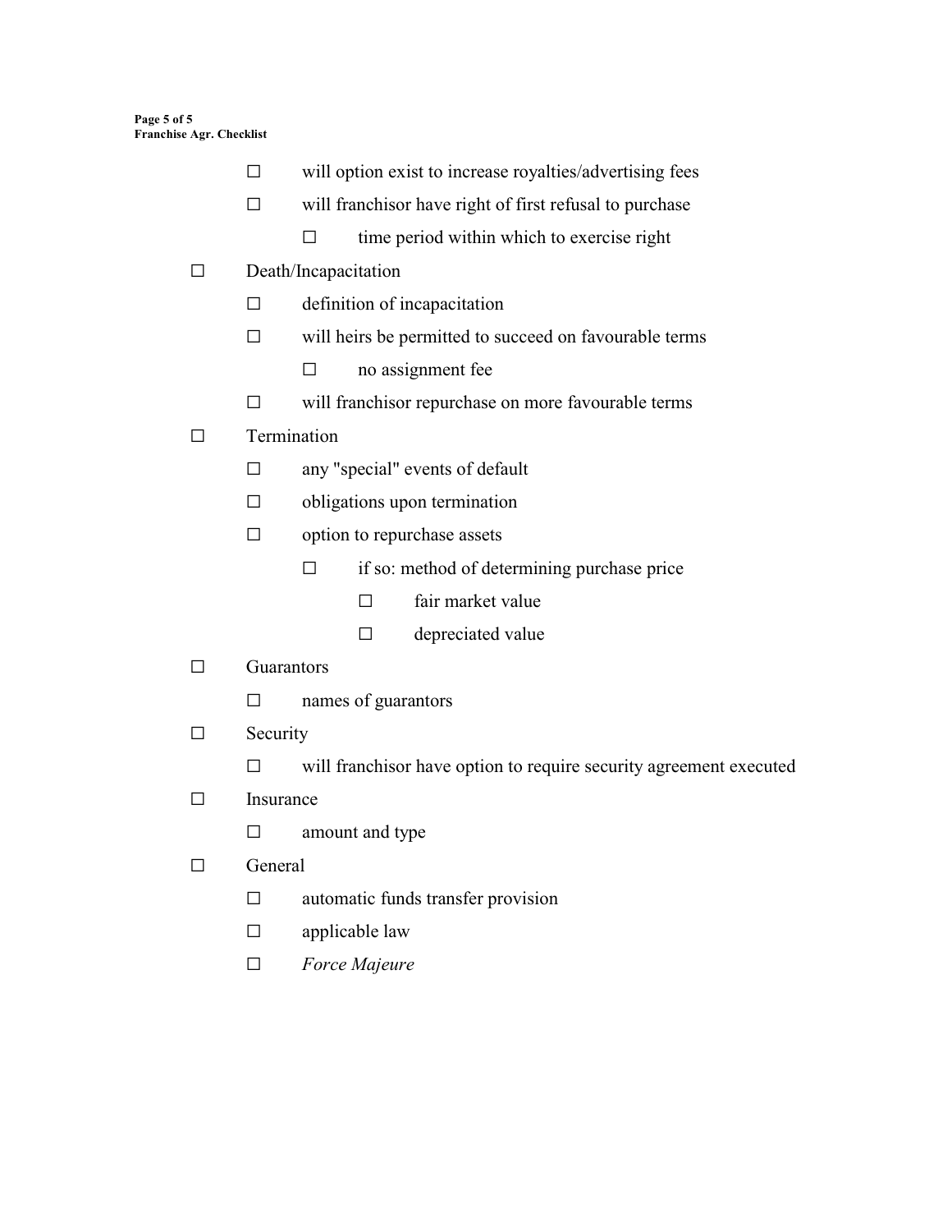- ☐ will option exist to increase royalties/advertising fees
- ☐ will franchisor have right of first refusal to purchase
    - ☐ time period within which to exercise right

- ☐ Death/Incapacitation
    - ☐ definition of incapacitation
    - ☐ will heirs be permitted to succeed on favourable terms
        - ☐ no assignment fee
    - ☐ will franchisor repurchase on more favourable terms
- ☐ Termination
    - ☐ any "special" events of default
    - ☐ obligations upon termination
    - ☐ option to repurchase assets
        - ☐ if so: method of determining purchase price
            - ☐ fair market value
            - ☐ depreciated value
- ☐ Guarantors
    - ☐ names of guarantors
- ☐ Security
    - ☐ will franchisor have option to require security agreement executed
- ☐ Insurance
    - ☐ amount and type
- ☐ General
    - ☐ automatic funds transfer provision
    - ☐ applicable law
    - ☐ *Force Majeure*